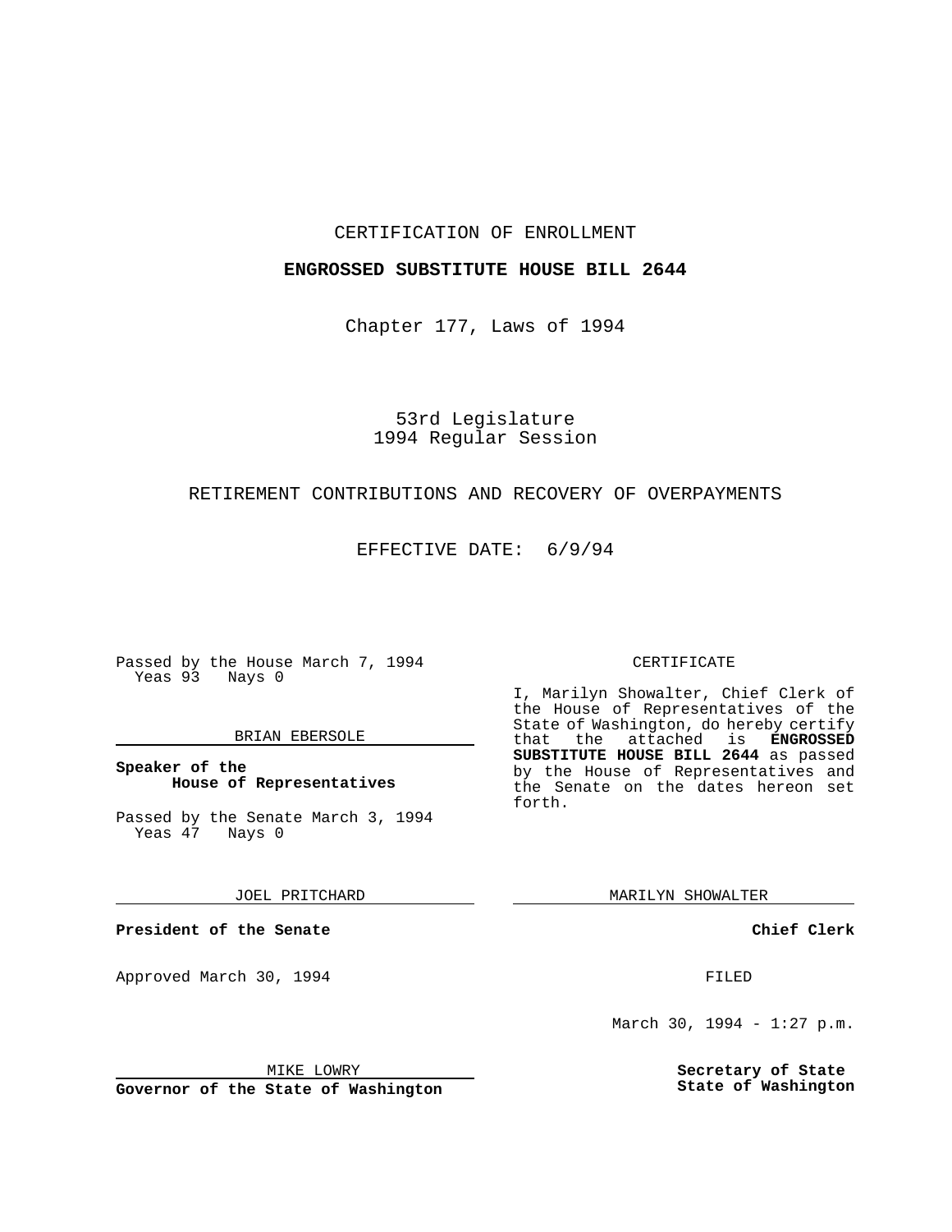CERTIFICATION OF ENROLLMENT

**ENGROSSED SUBSTITUTE HOUSE BILL 2644**

Chapter 177, Laws of 1994

53rd Legislature
1994 Regular Session

RETIREMENT CONTRIBUTIONS AND RECOVERY OF OVERPAYMENTS

EFFECTIVE DATE: 6/9/94

Passed by the House March 7, 1994
Yeas 93 Nays 0

BRIAN EBERSOLE

**Speaker of the House of Representatives**

Passed by the Senate March 3, 1994
Yeas 47 Nays 0

JOEL PRITCHARD

**President of the Senate**

Approved March 30, 1994

MIKE LOWRY

**Governor of the State of Washington**

CERTIFICATE

I, Marilyn Showalter, Chief Clerk of the House of Representatives of the State of Washington, do hereby certify that the attached is **ENGROSSED SUBSTITUTE HOUSE BILL 2644** as passed by the House of Representatives and the Senate on the dates hereon set forth.

MARILYN SHOWALTER

**Chief Clerk**

FILED

March 30, 1994 - 1:27 p.m.

**Secretary of State State of Washington**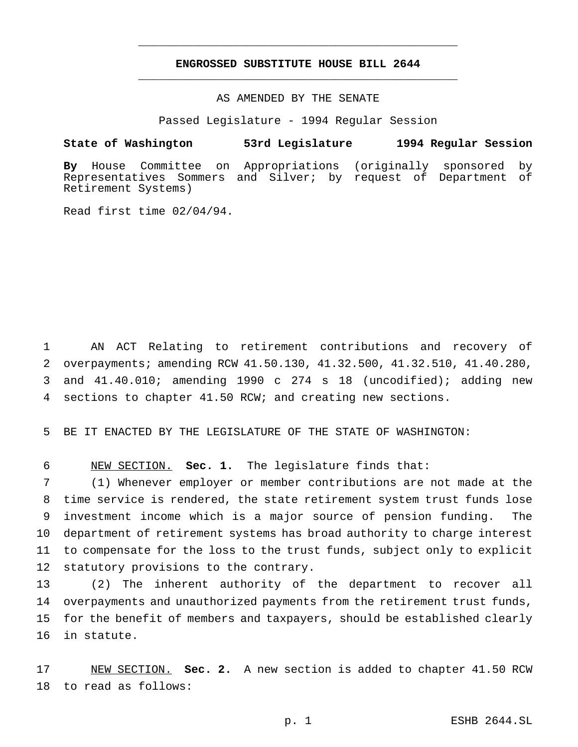# ENGROSSED SUBSTITUTE HOUSE BILL 2644

AS AMENDED BY THE SENATE

Passed Legislature - 1994 Regular Session

**State of Washington 53rd Legislature 1994 Regular Session**

**By** House Committee on Appropriations (originally sponsored by Representatives Sommers and Silver; by request of Department of Retirement Systems)

Read first time 02/04/94.

AN ACT Relating to retirement contributions and recovery of overpayments; amending RCW 41.50.130, 41.32.500, 41.32.510, 41.40.280, and 41.40.010; amending 1990 c 274 s 18 (uncodified); adding new sections to chapter 41.50 RCW; and creating new sections.

BE IT ENACTED BY THE LEGISLATURE OF THE STATE OF WASHINGTON:

NEW SECTION. **Sec. 1.** The legislature finds that:

(1) Whenever employer or member contributions are not made at the time service is rendered, the state retirement system trust funds lose investment income which is a major source of pension funding. The department of retirement systems has broad authority to charge interest to compensate for the loss to the trust funds, subject only to explicit statutory provisions to the contrary.

(2) The inherent authority of the department to recover all overpayments and unauthorized payments from the retirement trust funds, for the benefit of members and taxpayers, should be established clearly in statute.

NEW SECTION. **Sec. 2.** A new section is added to chapter 41.50 RCW to read as follows: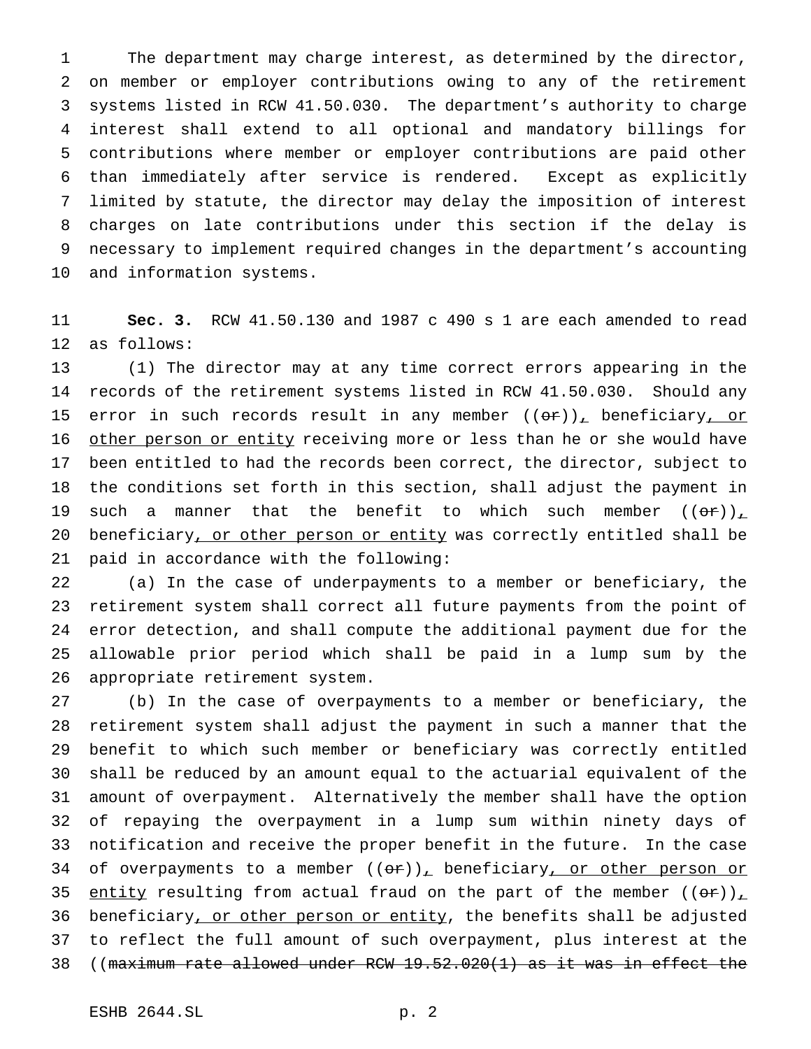The department may charge interest, as determined by the director, on member or employer contributions owing to any of the retirement systems listed in RCW 41.50.030. The department's authority to charge interest shall extend to all optional and mandatory billings for contributions where member or employer contributions are paid other than immediately after service is rendered. Except as explicitly limited by statute, the director may delay the imposition of interest charges on late contributions under this section if the delay is necessary to implement required changes in the department's accounting and information systems.

**Sec. 3.** RCW 41.50.130 and 1987 c 490 s 1 are each amended to read as follows:

(1) The director may at any time correct errors appearing in the records of the retirement systems listed in RCW 41.50.030. Should any error in such records result in any member ((~~or~~))<u>,</u> beneficiary<u>, or other person or entity</u> receiving more or less than he or she would have been entitled to had the records been correct, the director, subject to the conditions set forth in this section, shall adjust the payment in such a manner that the benefit to which such member ((~~or~~))<u>,</u> beneficiary<u>, or other person or entity</u> was correctly entitled shall be paid in accordance with the following:

(a) In the case of underpayments to a member or beneficiary, the retirement system shall correct all future payments from the point of error detection, and shall compute the additional payment due for the allowable prior period which shall be paid in a lump sum by the appropriate retirement system.

(b) In the case of overpayments to a member or beneficiary, the retirement system shall adjust the payment in such a manner that the benefit to which such member or beneficiary was correctly entitled shall be reduced by an amount equal to the actuarial equivalent of the amount of overpayment. Alternatively the member shall have the option of repaying the overpayment in a lump sum within ninety days of notification and receive the proper benefit in the future. In the case of overpayments to a member ((~~or~~))<u>,</u> beneficiary<u>, or other person or entity</u> resulting from actual fraud on the part of the member ((~~or~~))<u>,</u> beneficiary<u>, or other person or entity</u>, the benefits shall be adjusted to reflect the full amount of such overpayment, plus interest at the ((~~maximum rate allowed under RCW 19.52.020(1) as it was in effect the~~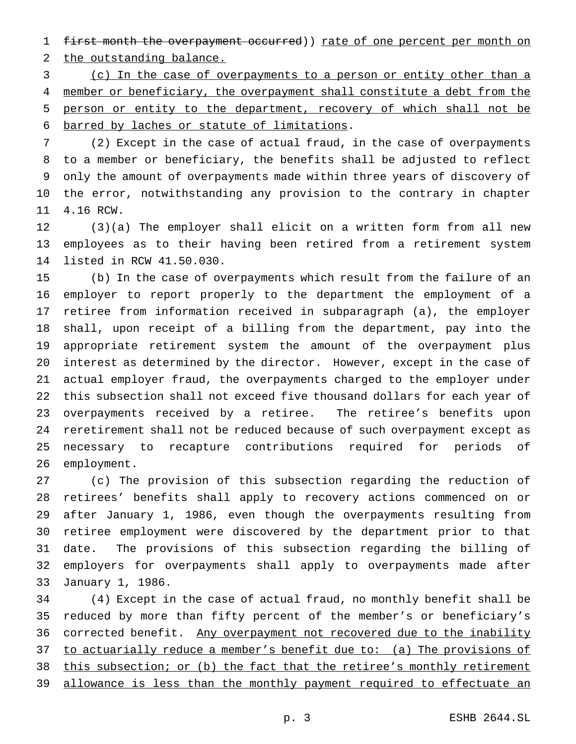~~first month the overpayment occurred~~)) rate of one percent per month on the outstanding balance.

(c) In the case of overpayments to a person or entity other than a member or beneficiary, the overpayment shall constitute a debt from the person or entity to the department, recovery of which shall not be barred by laches or statute of limitations.

(2) Except in the case of actual fraud, in the case of overpayments to a member or beneficiary, the benefits shall be adjusted to reflect only the amount of overpayments made within three years of discovery of the error, notwithstanding any provision to the contrary in chapter 4.16 RCW.

(3)(a) The employer shall elicit on a written form from all new employees as to their having been retired from a retirement system listed in RCW 41.50.030.

(b) In the case of overpayments which result from the failure of an employer to report properly to the department the employment of a retiree from information received in subparagraph (a), the employer shall, upon receipt of a billing from the department, pay into the appropriate retirement system the amount of the overpayment plus interest as determined by the director. However, except in the case of actual employer fraud, the overpayments charged to the employer under this subsection shall not exceed five thousand dollars for each year of overpayments received by a retiree. The retiree's benefits upon reretirement shall not be reduced because of such overpayment except as necessary to recapture contributions required for periods of employment.

(c) The provision of this subsection regarding the reduction of retirees' benefits shall apply to recovery actions commenced on or after January 1, 1986, even though the overpayments resulting from retiree employment were discovered by the department prior to that date. The provisions of this subsection regarding the billing of employers for overpayments shall apply to overpayments made after January 1, 1986.

(4) Except in the case of actual fraud, no monthly benefit shall be reduced by more than fifty percent of the member's or beneficiary's corrected benefit. Any overpayment not recovered due to the inability to actuarially reduce a member's benefit due to: (a) The provisions of this subsection; or (b) the fact that the retiree's monthly retirement allowance is less than the monthly payment required to effectuate an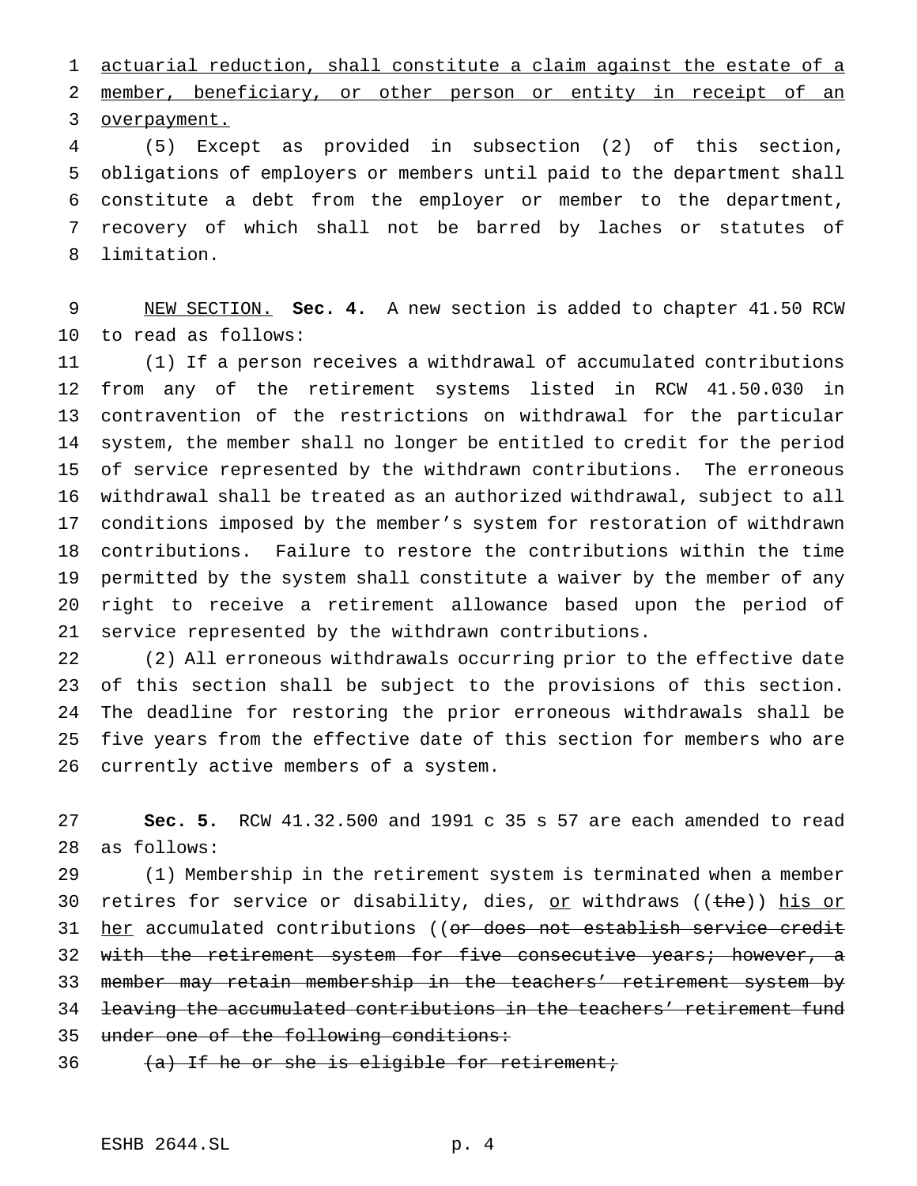actuarial reduction, shall constitute a claim against the estate of a member, beneficiary, or other person or entity in receipt of an overpayment.

(5) Except as provided in subsection (2) of this section, obligations of employers or members until paid to the department shall constitute a debt from the employer or member to the department, recovery of which shall not be barred by laches or statutes of limitation.

NEW SECTION. **Sec. 4.** A new section is added to chapter 41.50 RCW to read as follows:

(1) If a person receives a withdrawal of accumulated contributions from any of the retirement systems listed in RCW 41.50.030 in contravention of the restrictions on withdrawal for the particular system, the member shall no longer be entitled to credit for the period of service represented by the withdrawn contributions. The erroneous withdrawal shall be treated as an authorized withdrawal, subject to all conditions imposed by the member's system for restoration of withdrawn contributions. Failure to restore the contributions within the time permitted by the system shall constitute a waiver by the member of any right to receive a retirement allowance based upon the period of service represented by the withdrawn contributions.

(2) All erroneous withdrawals occurring prior to the effective date of this section shall be subject to the provisions of this section. The deadline for restoring the prior erroneous withdrawals shall be five years from the effective date of this section for members who are currently active members of a system.

**Sec. 5.** RCW 41.32.500 and 1991 c 35 s 57 are each amended to read as follows:

(1) Membership in the retirement system is terminated when a member retires for service or disability, dies, or withdraws ((~~the~~)) his or her accumulated contributions ((~~or does not establish service credit with the retirement system for five consecutive years; however, a member may retain membership in the teachers' retirement system by leaving the accumulated contributions in the teachers' retirement fund under one of the following conditions:~~

~~(a) If he or she is eligible for retirement;~~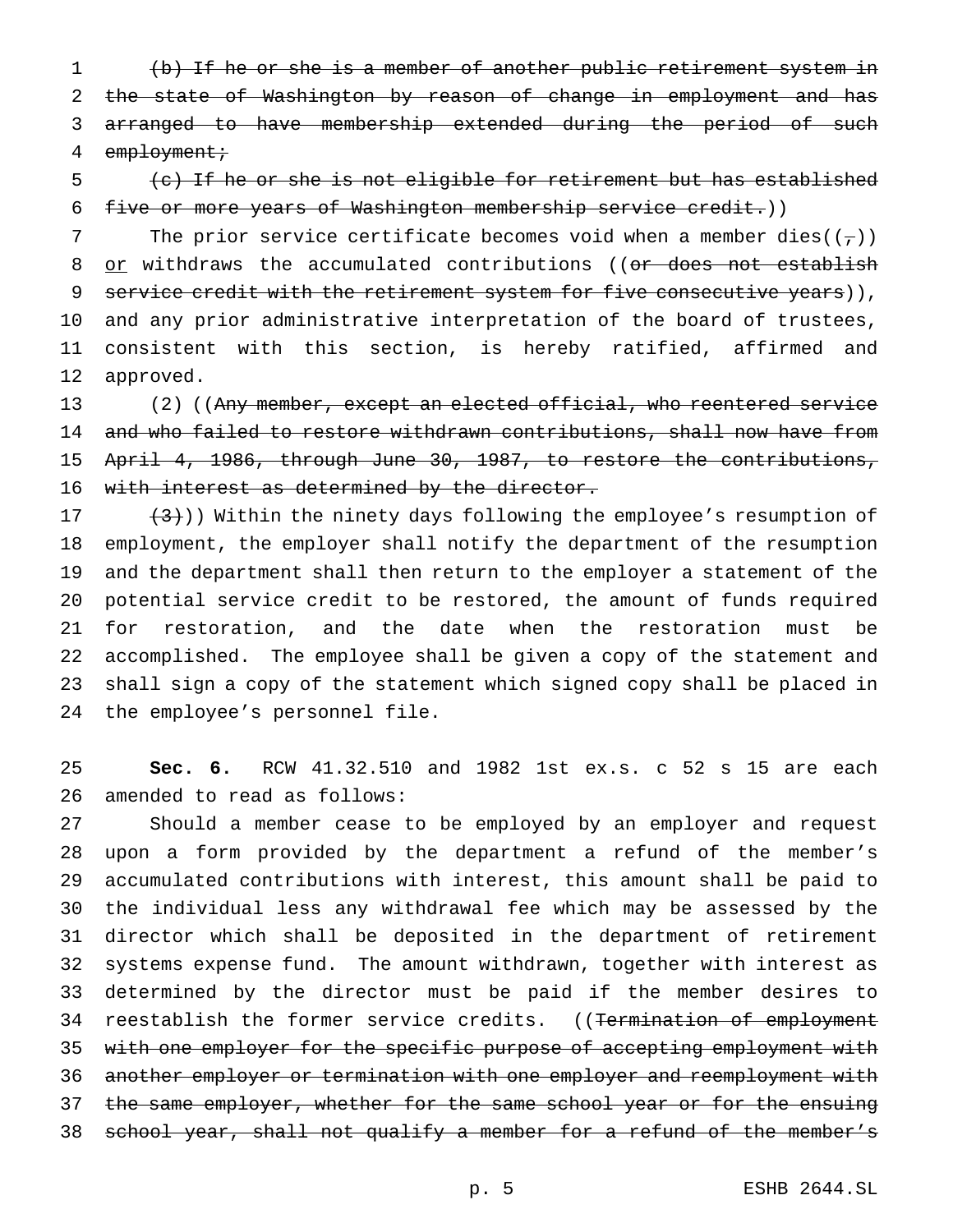~~(b) If he or she is a member of another public retirement system in the state of Washington by reason of change in employment and has arranged to have membership extended during the period of such employment;~~

~~(c) If he or she is not eligible for retirement but has established five or more years of Washington membership service credit.~~))

The prior service certificate becomes void when a member dies((~~,~~)) <u>or</u> withdraws the accumulated contributions ((~~or does not establish service credit with the retirement system for five consecutive years~~)), and any prior administrative interpretation of the board of trustees, consistent with this section, is hereby ratified, affirmed and approved.

(2) ((~~Any member, except an elected official, who reentered service and who failed to restore withdrawn contributions, shall now have from April 4, 1986, through June 30, 1987, to restore the contributions, with interest as determined by the director.~~

~~(3)~~)) Within the ninety days following the employee's resumption of employment, the employer shall notify the department of the resumption and the department shall then return to the employer a statement of the potential service credit to be restored, the amount of funds required for restoration, and the date when the restoration must be accomplished. The employee shall be given a copy of the statement and shall sign a copy of the statement which signed copy shall be placed in the employee's personnel file.

**Sec. 6.** RCW 41.32.510 and 1982 1st ex.s. c 52 s 15 are each amended to read as follows:

Should a member cease to be employed by an employer and request upon a form provided by the department a refund of the member's accumulated contributions with interest, this amount shall be paid to the individual less any withdrawal fee which may be assessed by the director which shall be deposited in the department of retirement systems expense fund. The amount withdrawn, together with interest as determined by the director must be paid if the member desires to reestablish the former service credits. ((~~Termination of employment with one employer for the specific purpose of accepting employment with another employer or termination with one employer and reemployment with the same employer, whether for the same school year or for the ensuing school year, shall not qualify a member for a refund of the member's~~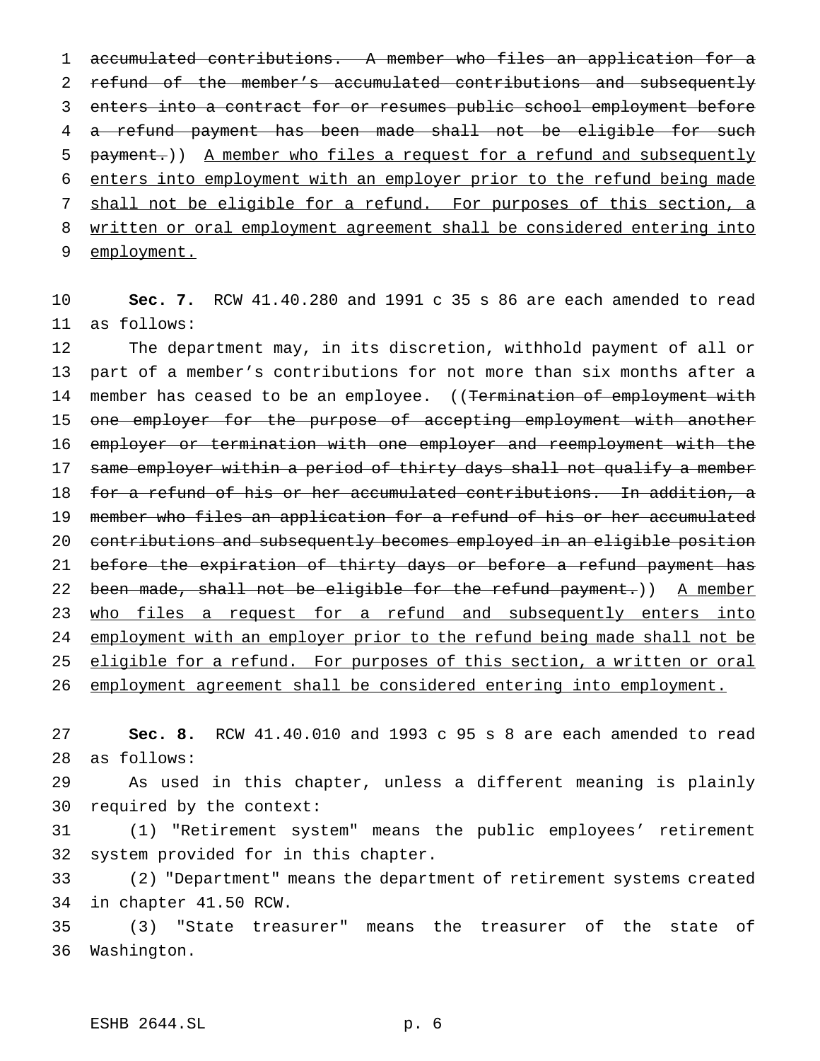accumulated contributions. A member who files an application for a refund of the member's accumulated contributions and subsequently enters into a contract for or resumes public school employment before a refund payment has been made shall not be eligible for such payment.)) A member who files a request for a refund and subsequently enters into employment with an employer prior to the refund being made shall not be eligible for a refund. For purposes of this section, a written or oral employment agreement shall be considered entering into employment.

**Sec. 7.** RCW 41.40.280 and 1991 c 35 s 86 are each amended to read as follows:

The department may, in its discretion, withhold payment of all or part of a member's contributions for not more than six months after a member has ceased to be an employee. ((Termination of employment with one employer for the purpose of accepting employment with another employer or termination with one employer and reemployment with the same employer within a period of thirty days shall not qualify a member for a refund of his or her accumulated contributions. In addition, a member who files an application for a refund of his or her accumulated contributions and subsequently becomes employed in an eligible position before the expiration of thirty days or before a refund payment has been made, shall not be eligible for the refund payment.)) A member who files a request for a refund and subsequently enters into employment with an employer prior to the refund being made shall not be eligible for a refund. For purposes of this section, a written or oral employment agreement shall be considered entering into employment.

**Sec. 8.** RCW 41.40.010 and 1993 c 95 s 8 are each amended to read as follows:

As used in this chapter, unless a different meaning is plainly required by the context:

(1) "Retirement system" means the public employees' retirement system provided for in this chapter.

(2) "Department" means the department of retirement systems created in chapter 41.50 RCW.

(3) "State treasurer" means the treasurer of the state of Washington.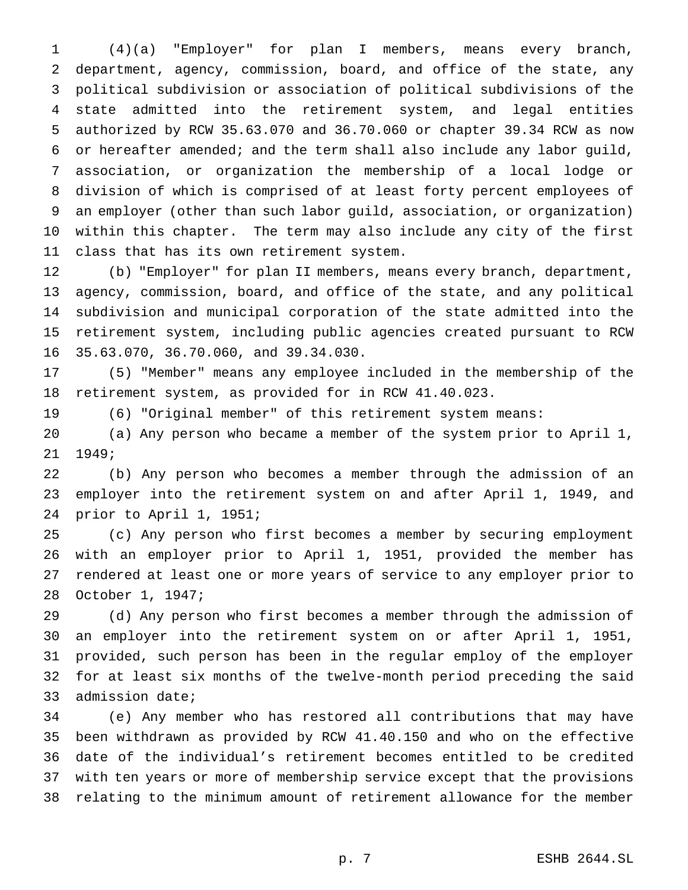(4)(a) "Employer" for plan I members, means every branch, department, agency, commission, board, and office of the state, any political subdivision or association of political subdivisions of the state admitted into the retirement system, and legal entities authorized by RCW 35.63.070 and 36.70.060 or chapter 39.34 RCW as now or hereafter amended; and the term shall also include any labor guild, association, or organization the membership of a local lodge or division of which is comprised of at least forty percent employees of an employer (other than such labor guild, association, or organization) within this chapter. The term may also include any city of the first class that has its own retirement system.

(b) "Employer" for plan II members, means every branch, department, agency, commission, board, and office of the state, and any political subdivision and municipal corporation of the state admitted into the retirement system, including public agencies created pursuant to RCW 35.63.070, 36.70.060, and 39.34.030.

(5) "Member" means any employee included in the membership of the retirement system, as provided for in RCW 41.40.023.

(6) "Original member" of this retirement system means:

(a) Any person who became a member of the system prior to April 1, 1949;

(b) Any person who becomes a member through the admission of an employer into the retirement system on and after April 1, 1949, and prior to April 1, 1951;

(c) Any person who first becomes a member by securing employment with an employer prior to April 1, 1951, provided the member has rendered at least one or more years of service to any employer prior to October 1, 1947;

(d) Any person who first becomes a member through the admission of an employer into the retirement system on or after April 1, 1951, provided, such person has been in the regular employ of the employer for at least six months of the twelve-month period preceding the said admission date;

(e) Any member who has restored all contributions that may have been withdrawn as provided by RCW 41.40.150 and who on the effective date of the individual's retirement becomes entitled to be credited with ten years or more of membership service except that the provisions relating to the minimum amount of retirement allowance for the member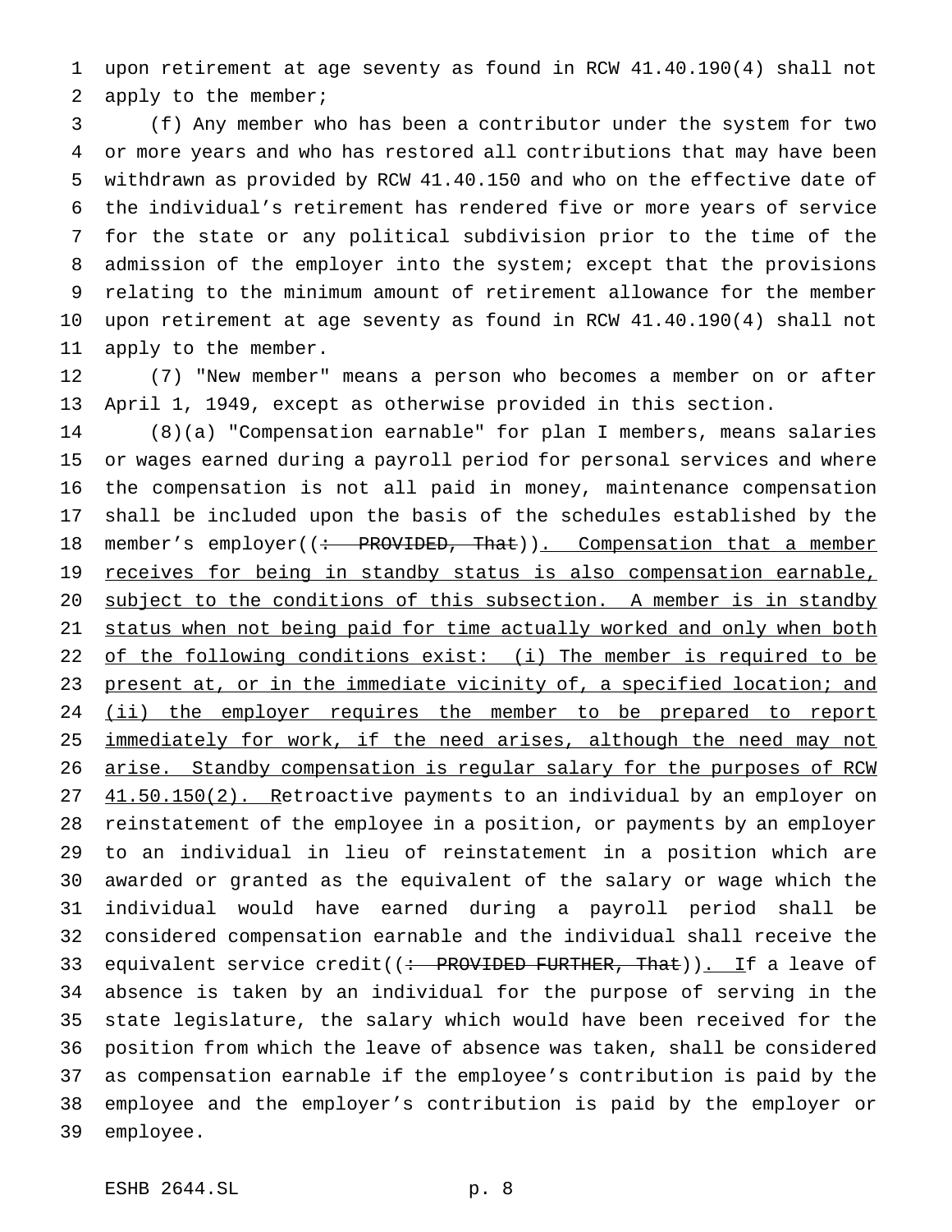upon retirement at age seventy as found in RCW 41.40.190(4) shall not apply to the member;

(f) Any member who has been a contributor under the system for two or more years and who has restored all contributions that may have been withdrawn as provided by RCW 41.40.150 and who on the effective date of the individual's retirement has rendered five or more years of service for the state or any political subdivision prior to the time of the admission of the employer into the system; except that the provisions relating to the minimum amount of retirement allowance for the member upon retirement at age seventy as found in RCW 41.40.190(4) shall not apply to the member.

(7) "New member" means a person who becomes a member on or after April 1, 1949, except as otherwise provided in this section.

(8)(a) "Compensation earnable" for plan I members, means salaries or wages earned during a payroll period for personal services and where the compensation is not all paid in money, maintenance compensation shall be included upon the basis of the schedules established by the member's employer((~~: PROVIDED, That~~)). Compensation that a member receives for being in standby status is also compensation earnable, subject to the conditions of this subsection. A member is in standby status when not being paid for time actually worked and only when both of the following conditions exist: (i) The member is required to be present at, or in the immediate vicinity of, a specified location; and (ii) the employer requires the member to be prepared to report immediately for work, if the need arises, although the need may not arise. Standby compensation is regular salary for the purposes of RCW 41.50.150(2). Retroactive payments to an individual by an employer on reinstatement of the employee in a position, or payments by an employer to an individual in lieu of reinstatement in a position which are awarded or granted as the equivalent of the salary or wage which the individual would have earned during a payroll period shall be considered compensation earnable and the individual shall receive the equivalent service credit((~~: PROVIDED FURTHER, That~~)). If a leave of absence is taken by an individual for the purpose of serving in the state legislature, the salary which would have been received for the position from which the leave of absence was taken, shall be considered as compensation earnable if the employee's contribution is paid by the employee and the employer's contribution is paid by the employer or employee.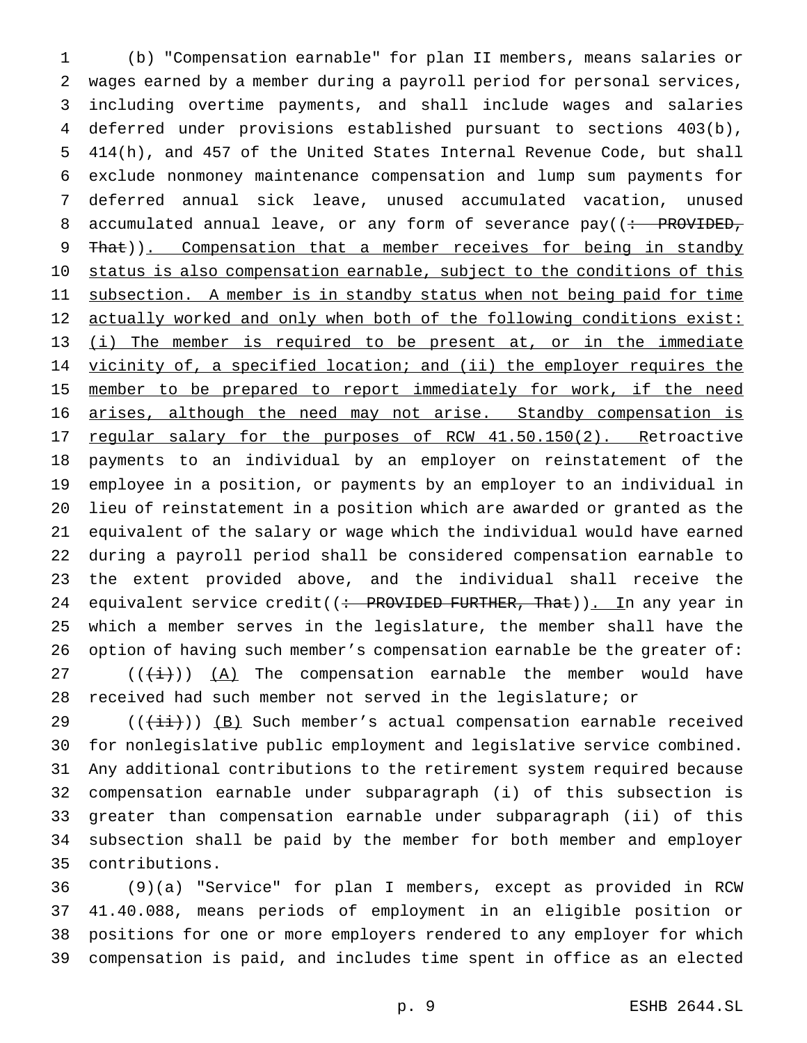(b) "Compensation earnable" for plan II members, means salaries or wages earned by a member during a payroll period for personal services, including overtime payments, and shall include wages and salaries deferred under provisions established pursuant to sections 403(b), 414(h), and 457 of the United States Internal Revenue Code, but shall exclude nonmoney maintenance compensation and lump sum payments for deferred annual sick leave, unused accumulated vacation, unused accumulated annual leave, or any form of severance pay((~~: PROVIDED, That~~)). Compensation that a member receives for being in standby status is also compensation earnable, subject to the conditions of this subsection. A member is in standby status when not being paid for time actually worked and only when both of the following conditions exist: (i) The member is required to be present at, or in the immediate vicinity of, a specified location; and (ii) the employer requires the member to be prepared to report immediately for work, if the need arises, although the need may not arise. Standby compensation is regular salary for the purposes of RCW 41.50.150(2). Retroactive payments to an individual by an employer on reinstatement of the employee in a position, or payments by an employer to an individual in lieu of reinstatement in a position which are awarded or granted as the equivalent of the salary or wage which the individual would have earned during a payroll period shall be considered compensation earnable to the extent provided above, and the individual shall receive the equivalent service credit((~~: PROVIDED FURTHER, That~~)). In any year in which a member serves in the legislature, the member shall have the option of having such member's compensation earnable be the greater of:

((~~(i)~~)) (A) The compensation earnable the member would have received had such member not served in the legislature; or

((~~(ii)~~)) (B) Such member's actual compensation earnable received for nonlegislative public employment and legislative service combined. Any additional contributions to the retirement system required because compensation earnable under subparagraph (i) of this subsection is greater than compensation earnable under subparagraph (ii) of this subsection shall be paid by the member for both member and employer contributions.

(9)(a) "Service" for plan I members, except as provided in RCW 41.40.088, means periods of employment in an eligible position or positions for one or more employers rendered to any employer for which compensation is paid, and includes time spent in office as an elected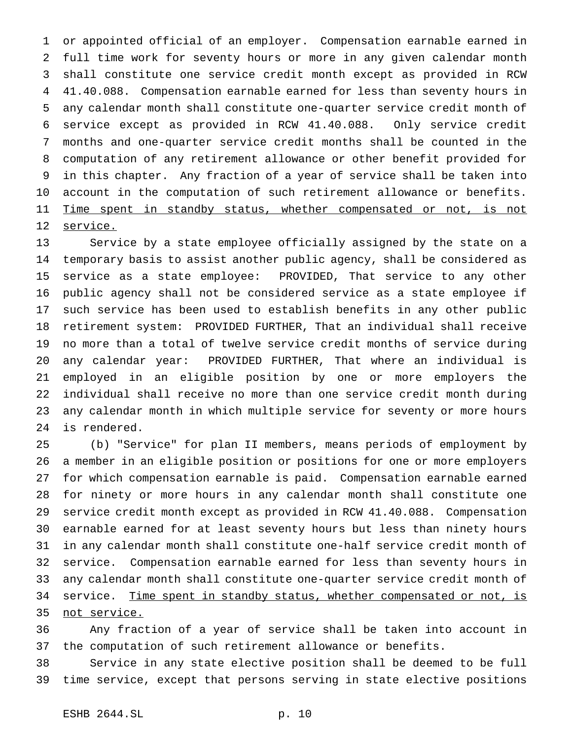or appointed official of an employer. Compensation earnable earned in full time work for seventy hours or more in any given calendar month shall constitute one service credit month except as provided in RCW 41.40.088. Compensation earnable earned for less than seventy hours in any calendar month shall constitute one-quarter service credit month of service except as provided in RCW 41.40.088. Only service credit months and one-quarter service credit months shall be counted in the computation of any retirement allowance or other benefit provided for in this chapter. Any fraction of a year of service shall be taken into account in the computation of such retirement allowance or benefits. Time spent in standby status, whether compensated or not, is not service.

Service by a state employee officially assigned by the state on a temporary basis to assist another public agency, shall be considered as service as a state employee: PROVIDED, That service to any other public agency shall not be considered service as a state employee if such service has been used to establish benefits in any other public retirement system: PROVIDED FURTHER, That an individual shall receive no more than a total of twelve service credit months of service during any calendar year: PROVIDED FURTHER, That where an individual is employed in an eligible position by one or more employers the individual shall receive no more than one service credit month during any calendar month in which multiple service for seventy or more hours is rendered.

(b) "Service" for plan II members, means periods of employment by a member in an eligible position or positions for one or more employers for which compensation earnable is paid. Compensation earnable earned for ninety or more hours in any calendar month shall constitute one service credit month except as provided in RCW 41.40.088. Compensation earnable earned for at least seventy hours but less than ninety hours in any calendar month shall constitute one-half service credit month of service. Compensation earnable earned for less than seventy hours in any calendar month shall constitute one-quarter service credit month of service. Time spent in standby status, whether compensated or not, is not service.

Any fraction of a year of service shall be taken into account in the computation of such retirement allowance or benefits.

Service in any state elective position shall be deemed to be full time service, except that persons serving in state elective positions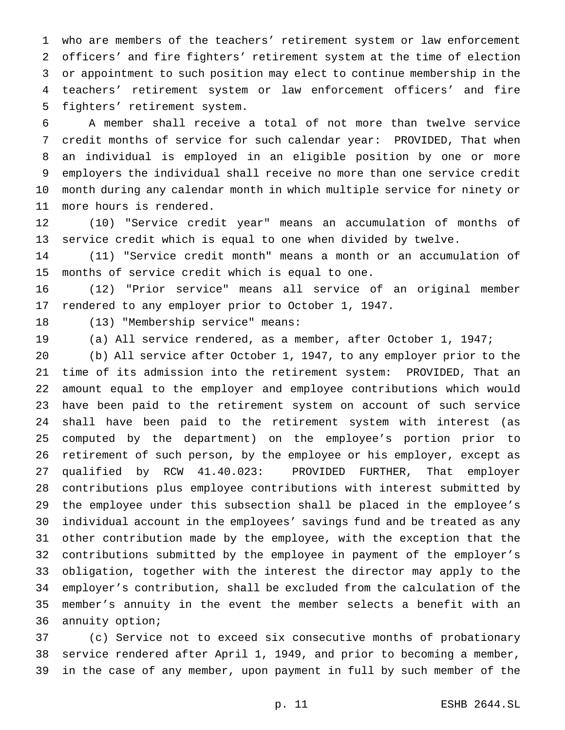who are members of the teachers' retirement system or law enforcement officers' and fire fighters' retirement system at the time of election or appointment to such position may elect to continue membership in the teachers' retirement system or law enforcement officers' and fire fighters' retirement system.

A member shall receive a total of not more than twelve service credit months of service for such calendar year: PROVIDED, That when an individual is employed in an eligible position by one or more employers the individual shall receive no more than one service credit month during any calendar month in which multiple service for ninety or more hours is rendered.

(10) "Service credit year" means an accumulation of months of service credit which is equal to one when divided by twelve.

(11) "Service credit month" means a month or an accumulation of months of service credit which is equal to one.

(12) "Prior service" means all service of an original member rendered to any employer prior to October 1, 1947.

(13) "Membership service" means:

(a) All service rendered, as a member, after October 1, 1947;

(b) All service after October 1, 1947, to any employer prior to the time of its admission into the retirement system: PROVIDED, That an amount equal to the employer and employee contributions which would have been paid to the retirement system on account of such service shall have been paid to the retirement system with interest (as computed by the department) on the employee's portion prior to retirement of such person, by the employee or his employer, except as qualified by RCW 41.40.023: PROVIDED FURTHER, That employer contributions plus employee contributions with interest submitted by the employee under this subsection shall be placed in the employee's individual account in the employees' savings fund and be treated as any other contribution made by the employee, with the exception that the contributions submitted by the employee in payment of the employer's obligation, together with the interest the director may apply to the employer's contribution, shall be excluded from the calculation of the member's annuity in the event the member selects a benefit with an annuity option;

(c) Service not to exceed six consecutive months of probationary service rendered after April 1, 1949, and prior to becoming a member, in the case of any member, upon payment in full by such member of the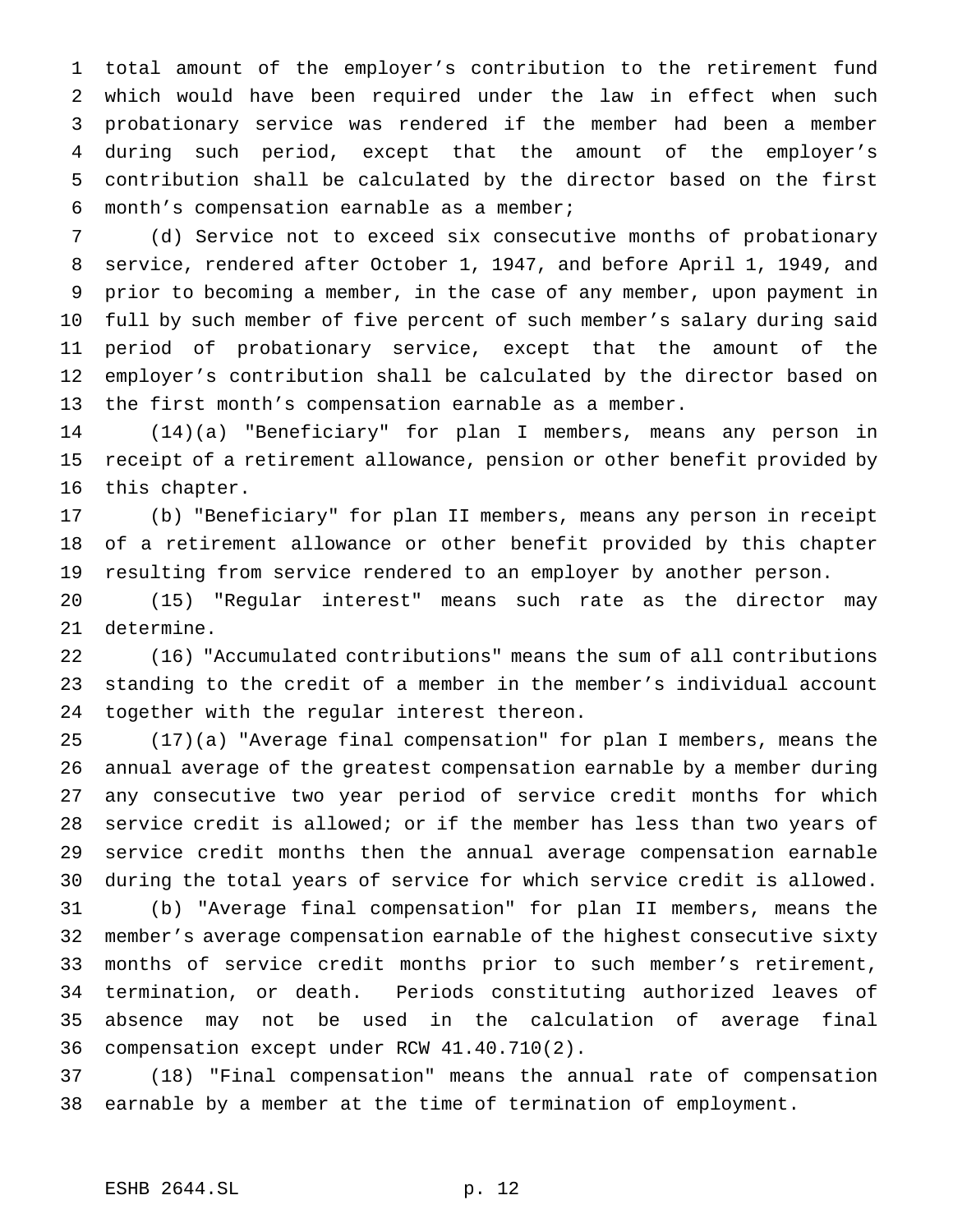total amount of the employer's contribution to the retirement fund which would have been required under the law in effect when such probationary service was rendered if the member had been a member during such period, except that the amount of the employer's contribution shall be calculated by the director based on the first month's compensation earnable as a member;

(d) Service not to exceed six consecutive months of probationary service, rendered after October 1, 1947, and before April 1, 1949, and prior to becoming a member, in the case of any member, upon payment in full by such member of five percent of such member's salary during said period of probationary service, except that the amount of the employer's contribution shall be calculated by the director based on the first month's compensation earnable as a member.

(14)(a) "Beneficiary" for plan I members, means any person in receipt of a retirement allowance, pension or other benefit provided by this chapter.

(b) "Beneficiary" for plan II members, means any person in receipt of a retirement allowance or other benefit provided by this chapter resulting from service rendered to an employer by another person.

(15) "Regular interest" means such rate as the director may determine.

(16) "Accumulated contributions" means the sum of all contributions standing to the credit of a member in the member's individual account together with the regular interest thereon.

(17)(a) "Average final compensation" for plan I members, means the annual average of the greatest compensation earnable by a member during any consecutive two year period of service credit months for which service credit is allowed; or if the member has less than two years of service credit months then the annual average compensation earnable during the total years of service for which service credit is allowed.

(b) "Average final compensation" for plan II members, means the member's average compensation earnable of the highest consecutive sixty months of service credit months prior to such member's retirement, termination, or death. Periods constituting authorized leaves of absence may not be used in the calculation of average final compensation except under RCW 41.40.710(2).

(18) "Final compensation" means the annual rate of compensation earnable by a member at the time of termination of employment.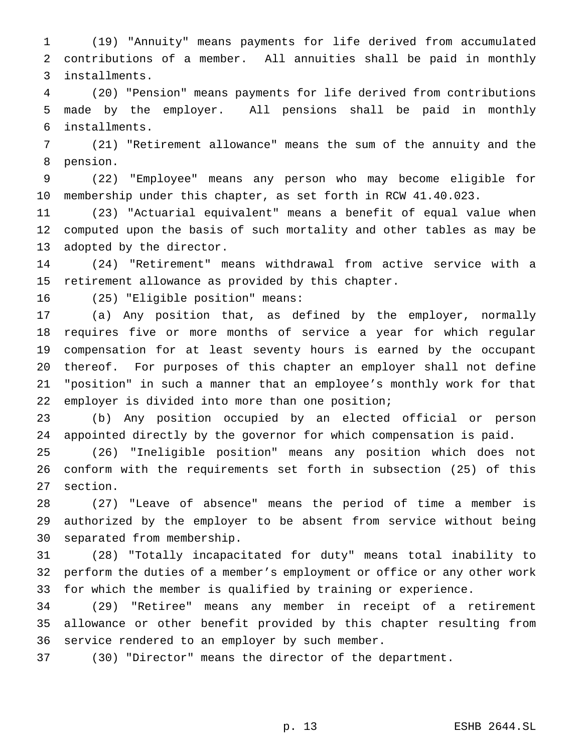(19) "Annuity" means payments for life derived from accumulated contributions of a member. All annuities shall be paid in monthly installments.

(20) "Pension" means payments for life derived from contributions made by the employer. All pensions shall be paid in monthly installments.

(21) "Retirement allowance" means the sum of the annuity and the pension.

(22) "Employee" means any person who may become eligible for membership under this chapter, as set forth in RCW 41.40.023.

(23) "Actuarial equivalent" means a benefit of equal value when computed upon the basis of such mortality and other tables as may be adopted by the director.

(24) "Retirement" means withdrawal from active service with a retirement allowance as provided by this chapter.

(25) "Eligible position" means:

(a) Any position that, as defined by the employer, normally requires five or more months of service a year for which regular compensation for at least seventy hours is earned by the occupant thereof. For purposes of this chapter an employer shall not define "position" in such a manner that an employee's monthly work for that employer is divided into more than one position;

(b) Any position occupied by an elected official or person appointed directly by the governor for which compensation is paid.

(26) "Ineligible position" means any position which does not conform with the requirements set forth in subsection (25) of this section.

(27) "Leave of absence" means the period of time a member is authorized by the employer to be absent from service without being separated from membership.

(28) "Totally incapacitated for duty" means total inability to perform the duties of a member's employment or office or any other work for which the member is qualified by training or experience.

(29) "Retiree" means any member in receipt of a retirement allowance or other benefit provided by this chapter resulting from service rendered to an employer by such member.

(30) "Director" means the director of the department.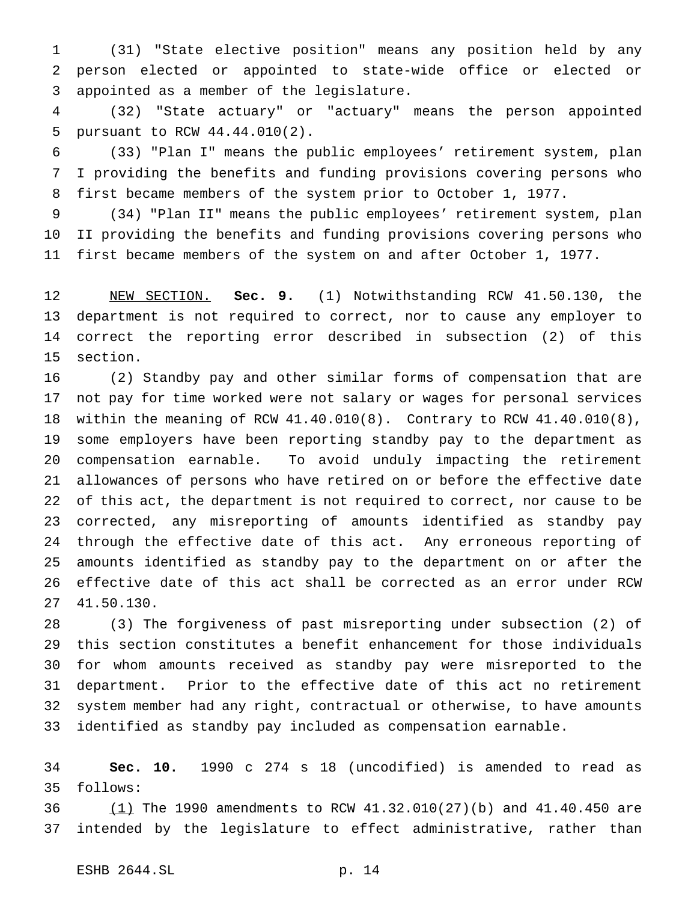(31) "State elective position" means any position held by any person elected or appointed to state-wide office or elected or appointed as a member of the legislature.

(32) "State actuary" or "actuary" means the person appointed pursuant to RCW 44.44.010(2).

(33) "Plan I" means the public employees' retirement system, plan I providing the benefits and funding provisions covering persons who first became members of the system prior to October 1, 1977.

(34) "Plan II" means the public employees' retirement system, plan II providing the benefits and funding provisions covering persons who first became members of the system on and after October 1, 1977.

NEW SECTION. **Sec. 9.** (1) Notwithstanding RCW 41.50.130, the department is not required to correct, nor to cause any employer to correct the reporting error described in subsection (2) of this section.

(2) Standby pay and other similar forms of compensation that are not pay for time worked were not salary or wages for personal services within the meaning of RCW 41.40.010(8). Contrary to RCW 41.40.010(8), some employers have been reporting standby pay to the department as compensation earnable. To avoid unduly impacting the retirement allowances of persons who have retired on or before the effective date of this act, the department is not required to correct, nor cause to be corrected, any misreporting of amounts identified as standby pay through the effective date of this act. Any erroneous reporting of amounts identified as standby pay to the department on or after the effective date of this act shall be corrected as an error under RCW 41.50.130.

(3) The forgiveness of past misreporting under subsection (2) of this section constitutes a benefit enhancement for those individuals for whom amounts received as standby pay were misreported to the department. Prior to the effective date of this act no retirement system member had any right, contractual or otherwise, to have amounts identified as standby pay included as compensation earnable.

**Sec. 10.** 1990 c 274 s 18 (uncodified) is amended to read as follows:

(1) The 1990 amendments to RCW 41.32.010(27)(b) and 41.40.450 are intended by the legislature to effect administrative, rather than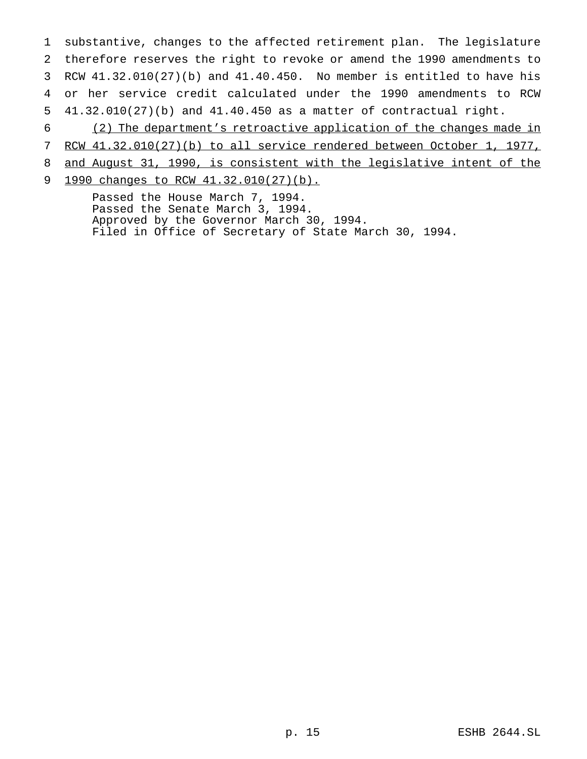substantive, changes to the affected retirement plan. The legislature therefore reserves the right to revoke or amend the 1990 amendments to RCW 41.32.010(27)(b) and 41.40.450. No member is entitled to have his or her service credit calculated under the 1990 amendments to RCW 41.32.010(27)(b) and 41.40.450 as a matter of contractual right.

(2) The department's retroactive application of the changes made in RCW 41.32.010(27)(b) to all service rendered between October 1, 1977, and August 31, 1990, is consistent with the legislative intent of the 1990 changes to RCW 41.32.010(27)(b).

Passed the House March 7, 1994.
Passed the Senate March 3, 1994.
Approved by the Governor March 30, 1994.
Filed in Office of Secretary of State March 30, 1994.